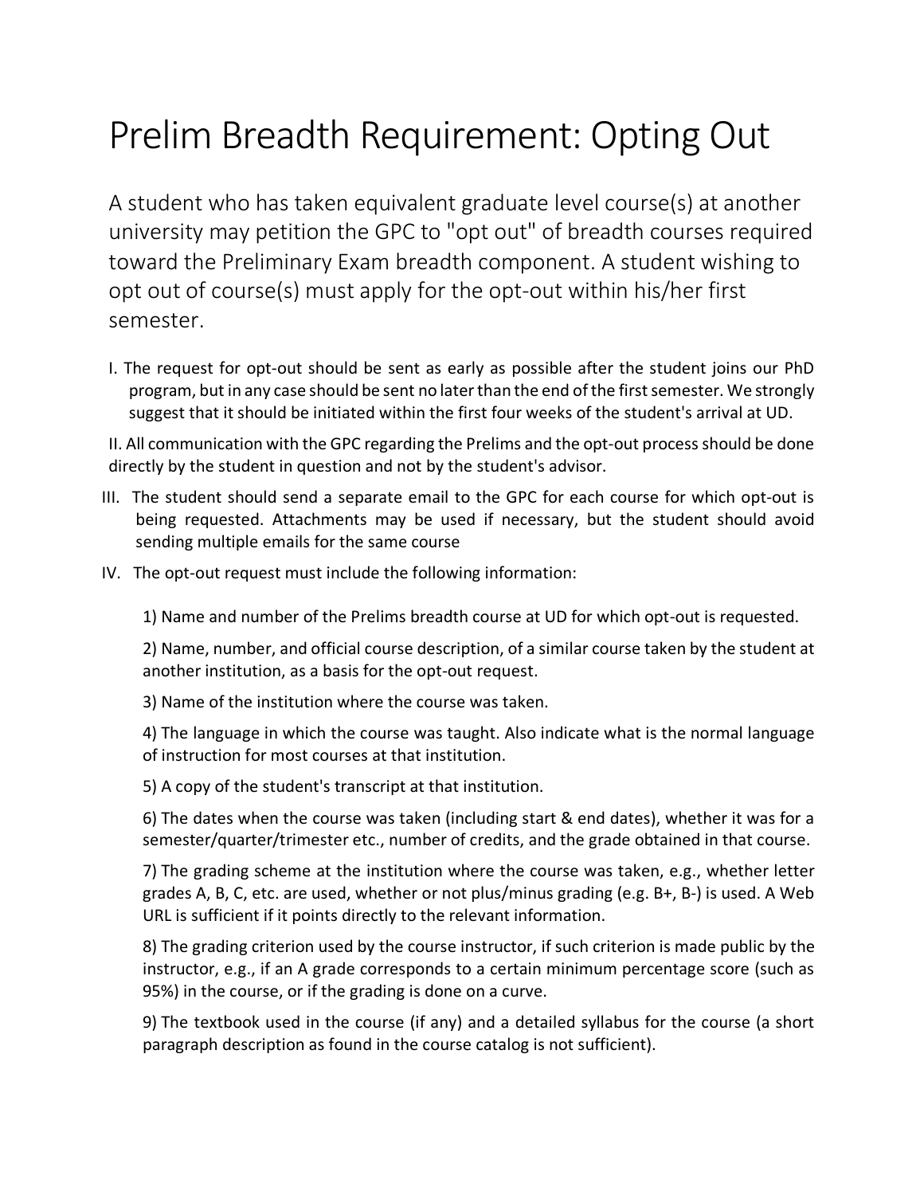# Prelim Breadth Requirement: Opting Out

A student who has taken equivalent graduate level course(s) at another university may petition the GPC to "opt out" of breadth courses required toward the Preliminary Exam breadth component. A student wishing to opt out of course(s) must apply for the opt-out within his/her first semester.

I. The request for opt-out should be sent as early as possible after the student joins our PhD program, but in any case should be sent no later than the end of the first semester. We strongly suggest that it should be initiated within the first four weeks of the student's arrival at UD.

II. All communication with the GPC regarding the Prelims and the opt-out process should be done directly by the student in question and not by the student's advisor.

III. The student should send a separate email to the GPC for each course for which opt-out is being requested. Attachments may be used if necessary, but the student should avoid sending multiple emails for the same course

IV. The opt-out request must include the following information:

1) Name and number of the Prelims breadth course at UD for which opt-out is requested.

2) Name, number, and official course description, of a similar course taken by the student at another institution, as a basis for the opt-out request.

3) Name of the institution where the course was taken.

4) The language in which the course was taught. Also indicate what is the normal language of instruction for most courses at that institution.

5) A copy of the student's transcript at that institution.

6) The dates when the course was taken (including start & end dates), whether it was for a semester/quarter/trimester etc., number of credits, and the grade obtained in that course.

7) The grading scheme at the institution where the course was taken, e.g., whether letter grades A, B, C, etc. are used, whether or not plus/minus grading (e.g. B+, B-) is used. A Web URL is sufficient if it points directly to the relevant information.

8) The grading criterion used by the course instructor, if such criterion is made public by the instructor, e.g., if an A grade corresponds to a certain minimum percentage score (such as 95%) in the course, or if the grading is done on a curve.

9) The textbook used in the course (if any) and a detailed syllabus for the course (a short paragraph description as found in the course catalog is not sufficient).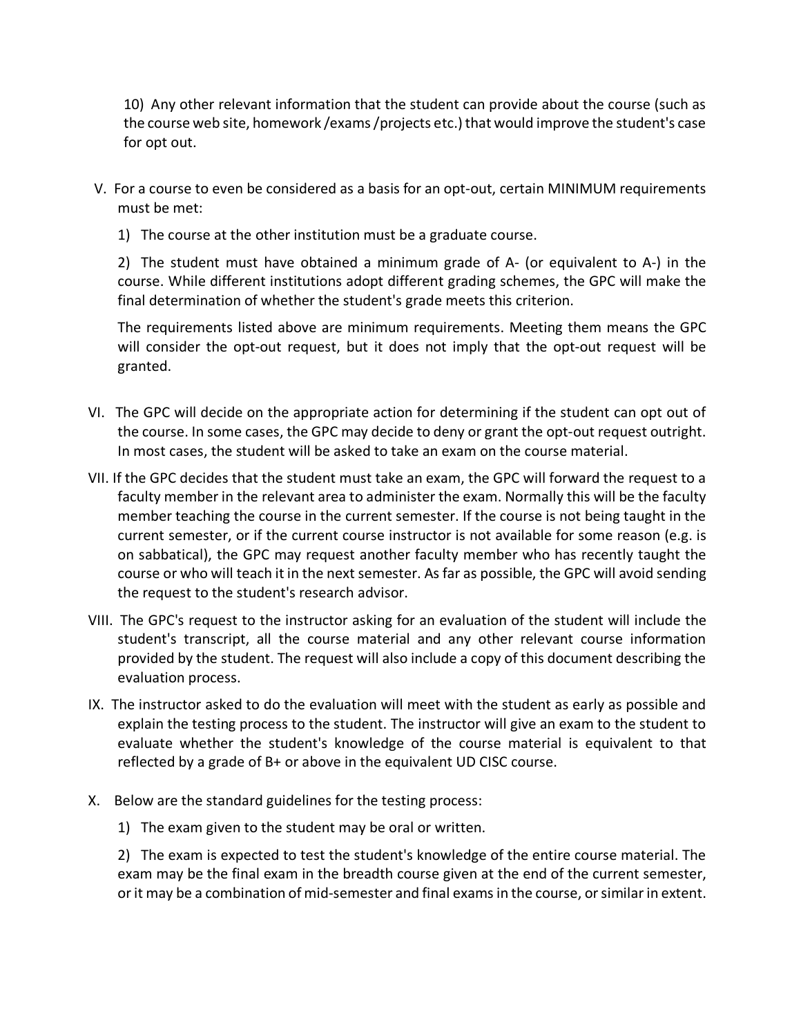10) Any other relevant information that the student can provide about the course (such as the course web site, homework /exams /projects etc.) that would improve the student's case for opt out.

V. For a course to even be considered as a basis for an opt-out, certain MINIMUM requirements must be met:

1) The course at the other institution must be a graduate course.

2) The student must have obtained a minimum grade of A- (or equivalent to A-) in the course. While different institutions adopt different grading schemes, the GPC will make the final determination of whether the student's grade meets this criterion.

The requirements listed above are minimum requirements. Meeting them means the GPC will consider the opt-out request, but it does not imply that the opt-out request will be granted.

VI. The GPC will decide on the appropriate action for determining if the student can opt out of the course. In some cases, the GPC may decide to deny or grant the opt-out request outright. In most cases, the student will be asked to take an exam on the course material.

VII. If the GPC decides that the student must take an exam, the GPC will forward the request to a faculty member in the relevant area to administer the exam. Normally this will be the faculty member teaching the course in the current semester. If the course is not being taught in the current semester, or if the current course instructor is not available for some reason (e.g. is on sabbatical), the GPC may request another faculty member who has recently taught the course or who will teach it in the next semester. As far as possible, the GPC will avoid sending the request to the student's research advisor.

VIII. The GPC's request to the instructor asking for an evaluation of the student will include the student's transcript, all the course material and any other relevant course information provided by the student. The request will also include a copy of this document describing the evaluation process.

IX. The instructor asked to do the evaluation will meet with the student as early as possible and explain the testing process to the student. The instructor will give an exam to the student to evaluate whether the student's knowledge of the course material is equivalent to that reflected by a grade of B+ or above in the equivalent UD CISC course.

X. Below are the standard guidelines for the testing process:

1) The exam given to the student may be oral or written.

2) The exam is expected to test the student's knowledge of the entire course material. The exam may be the final exam in the breadth course given at the end of the current semester, or it may be a combination of mid-semester and final exams in the course, or similar in extent.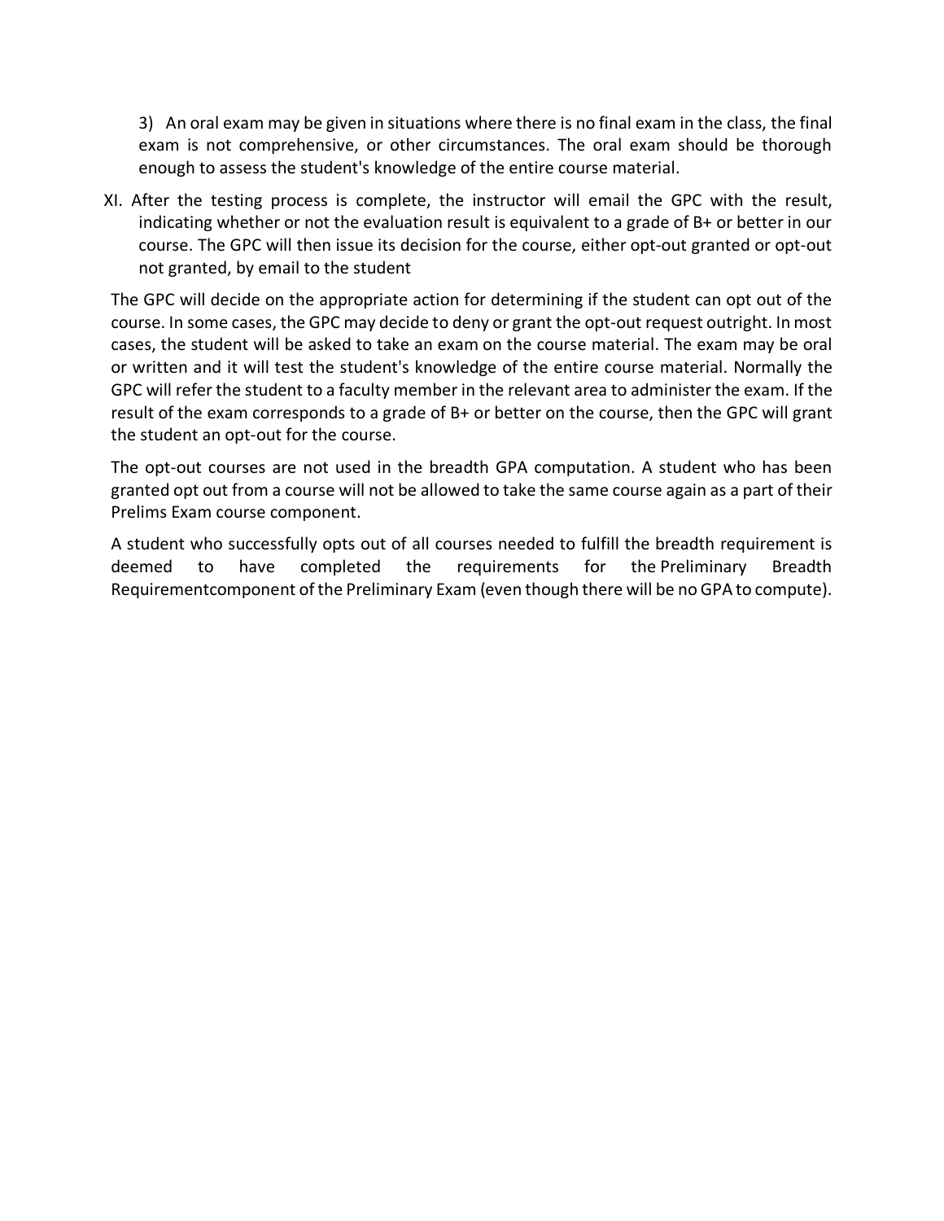3) An oral exam may be given in situations where there is no final exam in the class, the final exam is not comprehensive, or other circumstances. The oral exam should be thorough enough to assess the student's knowledge of the entire course material.

XI. After the testing process is complete, the instructor will email the GPC with the result, indicating whether or not the evaluation result is equivalent to a grade of B+ or better in our course. The GPC will then issue its decision for the course, either opt-out granted or opt-out not granted, by email to the student

The GPC will decide on the appropriate action for determining if the student can opt out of the course. In some cases, the GPC may decide to deny or grant the opt-out request outright. In most cases, the student will be asked to take an exam on the course material. The exam may be oral or written and it will test the student's knowledge of the entire course material. Normally the GPC will refer the student to a faculty member in the relevant area to administer the exam. If the result of the exam corresponds to a grade of B+ or better on the course, then the GPC will grant the student an opt-out for the course.

The opt-out courses are not used in the breadth GPA computation. A student who has been granted opt out from a course will not be allowed to take the same course again as a part of their Prelims Exam course component.

A student who successfully opts out of all courses needed to fulfill the breadth requirement is deemed to have completed the requirements for the Preliminary Breadth Requirementcomponent of the Preliminary Exam (even though there will be no GPA to compute).